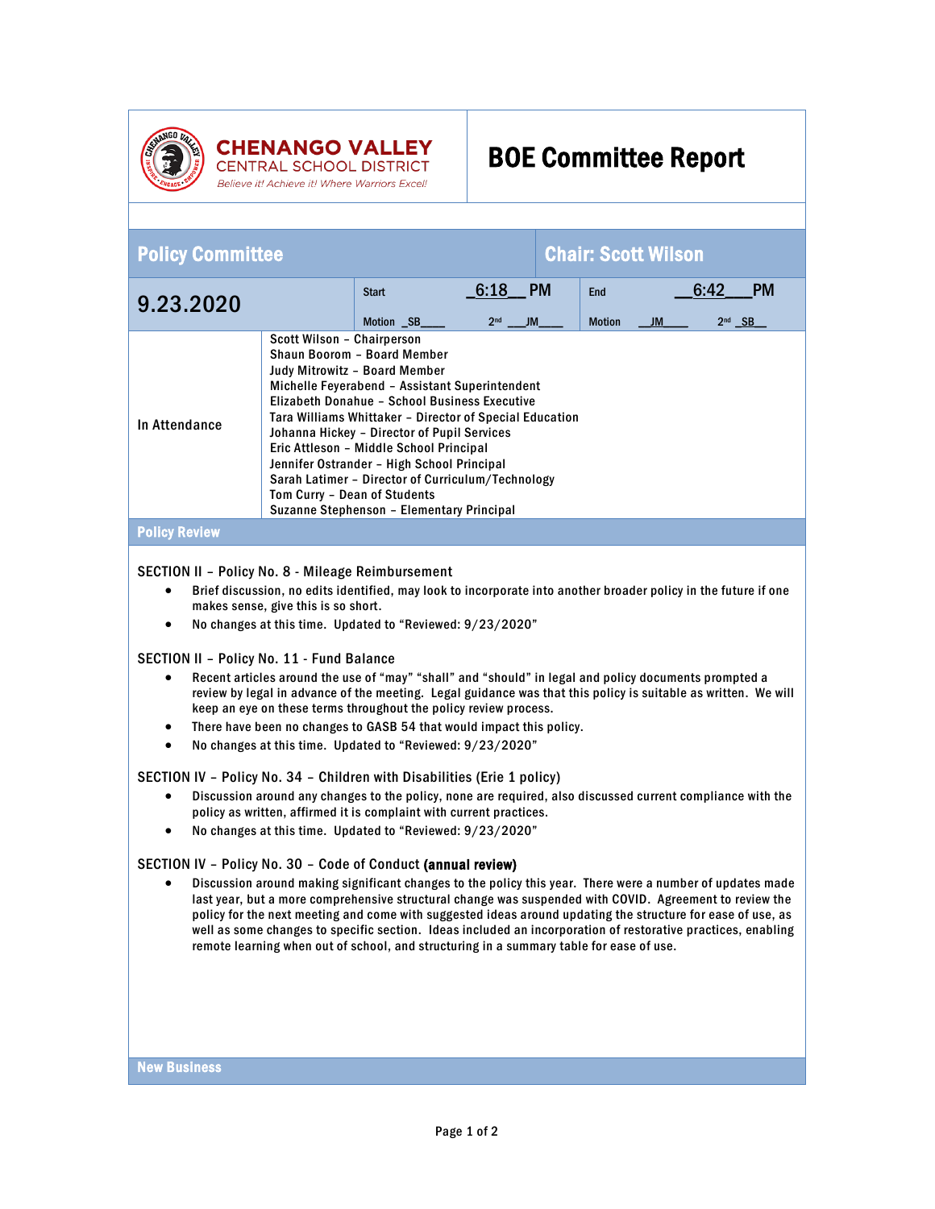**CHENANGO VALLEY**
CENTRAL SCHOOL DISTRICT
*Believe it! Achieve it! Where Warriors Excel!*

# BOE Committee Report

## Policy Committee

**Chair: Scott Wilson**

| 9.23.2020 | Start | 6:18 PM | End | 6:42 PM |
|---|---|---|---|---|
| | Motion SB | 2nd JM | Motion JM | 2nd SB |

| In Attendance | |
|---|---|
| | Scott Wilson – Chairperson<br>Shaun Boorom – Board Member<br>Judy Mitrowitz – Board Member<br>Michelle Feyerabend – Assistant Superintendent<br>Elizabeth Donahue – School Business Executive<br>Tara Williams Whittaker – Director of Special Education<br>Johanna Hickey – Director of Pupil Services<br>Eric Attleson – Middle School Principal<br>Jennifer Ostrander – High School Principal<br>Sarah Latimer – Director of Curriculum/Technology<br>Tom Curry – Dean of Students<br>Suzanne Stephenson – Elementary Principal |

### Policy Review

SECTION II – Policy No. 8 - Mileage Reimbursement

- Brief discussion, no edits identified, may look to incorporate into another broader policy in the future if one makes sense, give this is so short.
- No changes at this time. Updated to "Reviewed: 9/23/2020"

SECTION II – Policy No. 11 - Fund Balance

- Recent articles around the use of "may" "shall" and "should" in legal and policy documents prompted a review by legal in advance of the meeting. Legal guidance was that this policy is suitable as written. We will keep an eye on these terms throughout the policy review process.
- There have been no changes to GASB 54 that would impact this policy.
- No changes at this time. Updated to "Reviewed: 9/23/2020"

SECTION IV – Policy No. 34 – Children with Disabilities (Erie 1 policy)

- Discussion around any changes to the policy, none are required, also discussed current compliance with the policy as written, affirmed it is complaint with current practices.
- No changes at this time. Updated to "Reviewed: 9/23/2020"

SECTION IV – Policy No. 30 – Code of Conduct **(annual review)**

- Discussion around making significant changes to the policy this year. There were a number of updates made last year, but a more comprehensive structural change was suspended with COVID. Agreement to review the policy for the next meeting and come with suggested ideas around updating the structure for ease of use, as well as some changes to specific section. Ideas included an incorporation of restorative practices, enabling remote learning when out of school, and structuring in a summary table for ease of use.

### New Business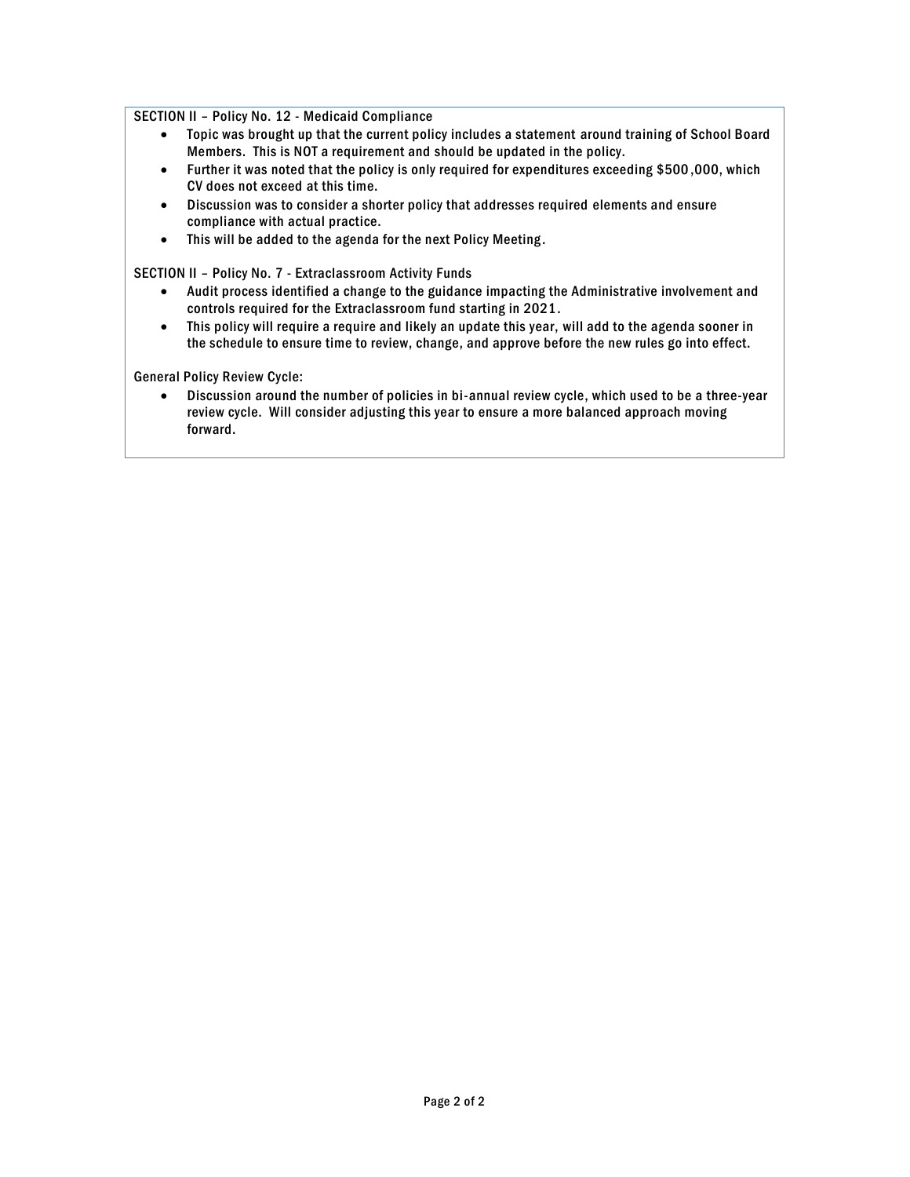SECTION II – Policy No. 12 - Medicaid Compliance

- Topic was brought up that the current policy includes a statement around training of School Board Members. This is NOT a requirement and should be updated in the policy.
- Further it was noted that the policy is only required for expenditures exceeding $500,000, which CV does not exceed at this time.
- Discussion was to consider a shorter policy that addresses required elements and ensure compliance with actual practice.
- This will be added to the agenda for the next Policy Meeting.

SECTION II – Policy No. 7 - Extraclassroom Activity Funds

- Audit process identified a change to the guidance impacting the Administrative involvement and controls required for the Extraclassroom fund starting in 2021.
- This policy will require a require and likely an update this year, will add to the agenda sooner in the schedule to ensure time to review, change, and approve before the new rules go into effect.

General Policy Review Cycle:

- Discussion around the number of policies in bi-annual review cycle, which used to be a three-year review cycle. Will consider adjusting this year to ensure a more balanced approach moving forward.